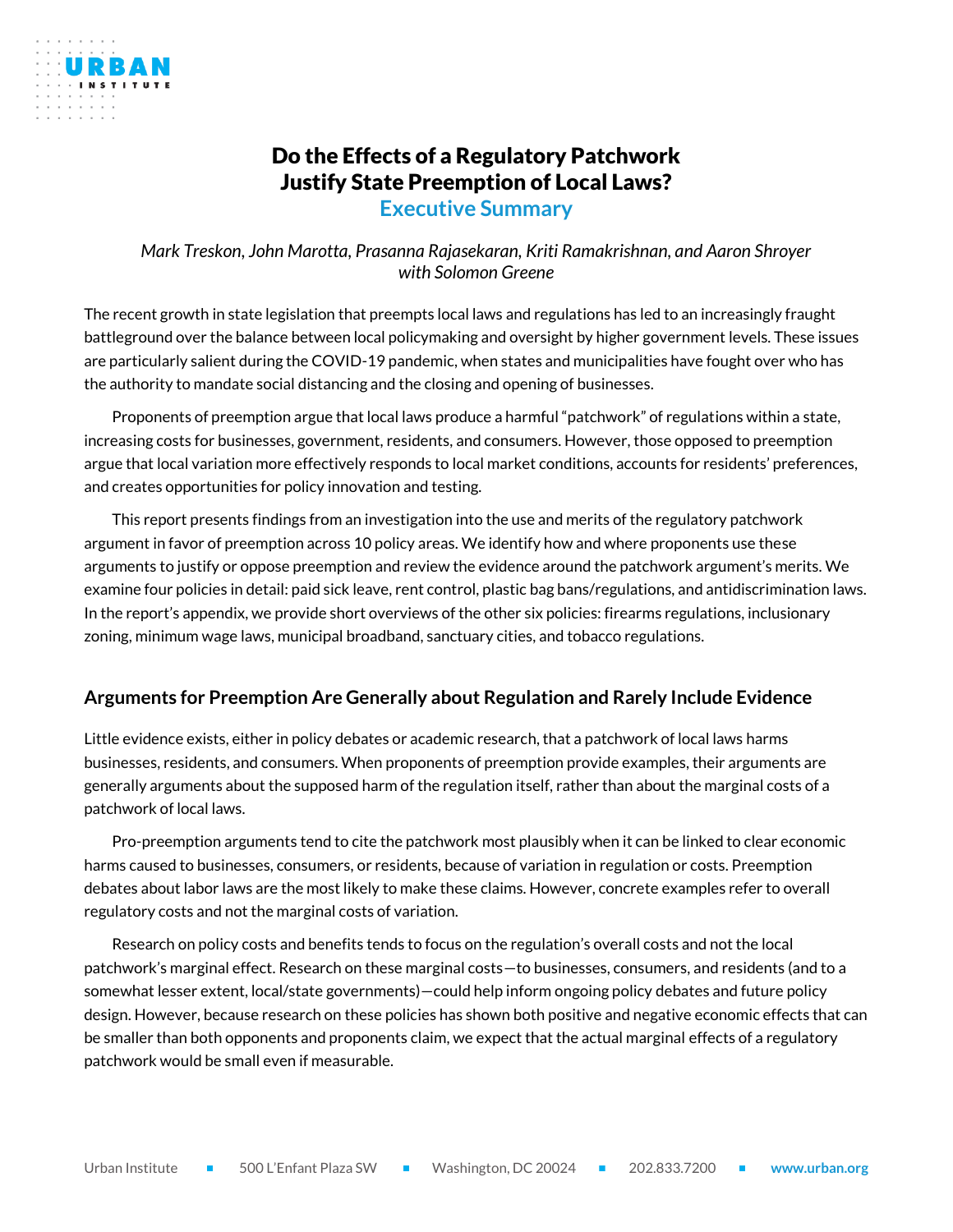# Do the Effects of a Regulatory Patchwork Justify State Preemption of Local Laws?

## Executive Summary

*Mark Treskon, John Marotta, Prasanna Rajasekaran, Kriti Ramakrishnan, and Aaron Shroyer with Solomon Greene*

The recent growth in state legislation that preempts local laws and regulations has led to an increasingly fraught battleground over the balance between local policymaking and oversight by higher government levels. These issues are particularly salient during the COVID-19 pandemic, when states and municipalities have fought over who has the authority to mandate social distancing and the closing and opening of businesses.

Proponents of preemption argue that local laws produce a harmful "patchwork" of regulations within a state, increasing costs for businesses, government, residents, and consumers. However, those opposed to preemption argue that local variation more effectively responds to local market conditions, accounts for residents' preferences, and creates opportunities for policy innovation and testing.

This report presents findings from an investigation into the use and merits of the regulatory patchwork argument in favor of preemption across 10 policy areas. We identify how and where proponents use these arguments to justify or oppose preemption and review the evidence around the patchwork argument's merits. We examine four policies in detail: paid sick leave, rent control, plastic bag bans/regulations, and antidiscrimination laws. In the report's appendix, we provide short overviews of the other six policies: firearms regulations, inclusionary zoning, minimum wage laws, municipal broadband, sanctuary cities, and tobacco regulations.

### Arguments for Preemption Are Generally about Regulation and Rarely Include Evidence

Little evidence exists, either in policy debates or academic research, that a patchwork of local laws harms businesses, residents, and consumers. When proponents of preemption provide examples, their arguments are generally arguments about the supposed harm of the regulation itself, rather than about the marginal costs of a patchwork of local laws.

Pro-preemption arguments tend to cite the patchwork most plausibly when it can be linked to clear economic harms caused to businesses, consumers, or residents, because of variation in regulation or costs. Preemption debates about labor laws are the most likely to make these claims. However, concrete examples refer to overall regulatory costs and not the marginal costs of variation.

Research on policy costs and benefits tends to focus on the regulation's overall costs and not the local patchwork's marginal effect. Research on these marginal costs—to businesses, consumers, and residents (and to a somewhat lesser extent, local/state governments)—could help inform ongoing policy debates and future policy design. However, because research on these policies has shown both positive and negative economic effects that can be smaller than both opponents and proponents claim, we expect that the actual marginal effects of a regulatory patchwork would be small even if measurable.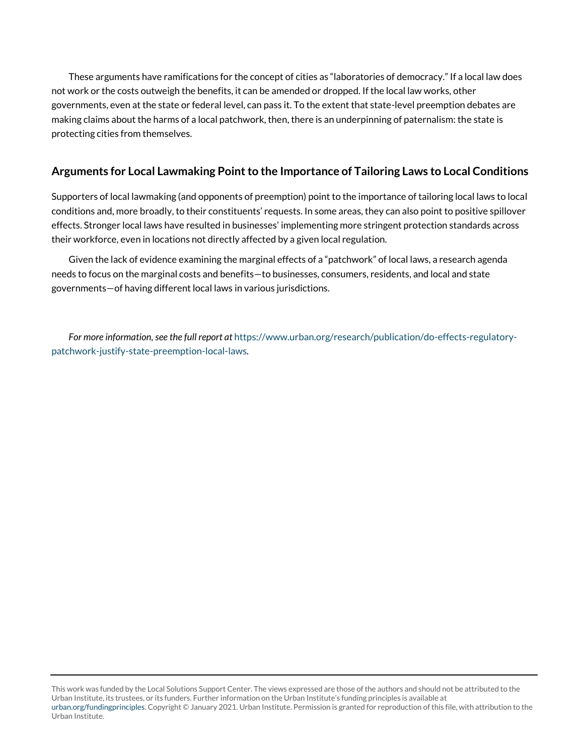These arguments have ramifications for the concept of cities as "laboratories of democracy." If a local law does not work or the costs outweigh the benefits, it can be amended or dropped. If the local law works, other governments, even at the state or federal level, can pass it. To the extent that state-level preemption debates are making claims about the harms of a local patchwork, then, there is an underpinning of paternalism: the state is protecting cities from themselves.

## Arguments for Local Lawmaking Point to the Importance of Tailoring Laws to Local Conditions

Supporters of local lawmaking (and opponents of preemption) point to the importance of tailoring local laws to local conditions and, more broadly, to their constituents' requests. In some areas, they can also point to positive spillover effects. Stronger local laws have resulted in businesses' implementing more stringent protection standards across their workforce, even in locations not directly affected by a given local regulation.

Given the lack of evidence examining the marginal effects of a "patchwork" of local laws, a research agenda needs to focus on the marginal costs and benefits—to businesses, consumers, residents, and local and state governments—of having different local laws in various jurisdictions.

*For more information, see the full report at* https://www.urban.org/research/publication/do-effects-regulatory-patchwork-justify-state-preemption-local-laws.

---

This work was funded by the Local Solutions Support Center. The views expressed are those of the authors and should not be attributed to the Urban Institute, its trustees, or its funders. Further information on the Urban Institute's funding principles is available at urban.org/fundingprinciples. Copyright © January 2021. Urban Institute. Permission is granted for reproduction of this file, with attribution to the Urban Institute.